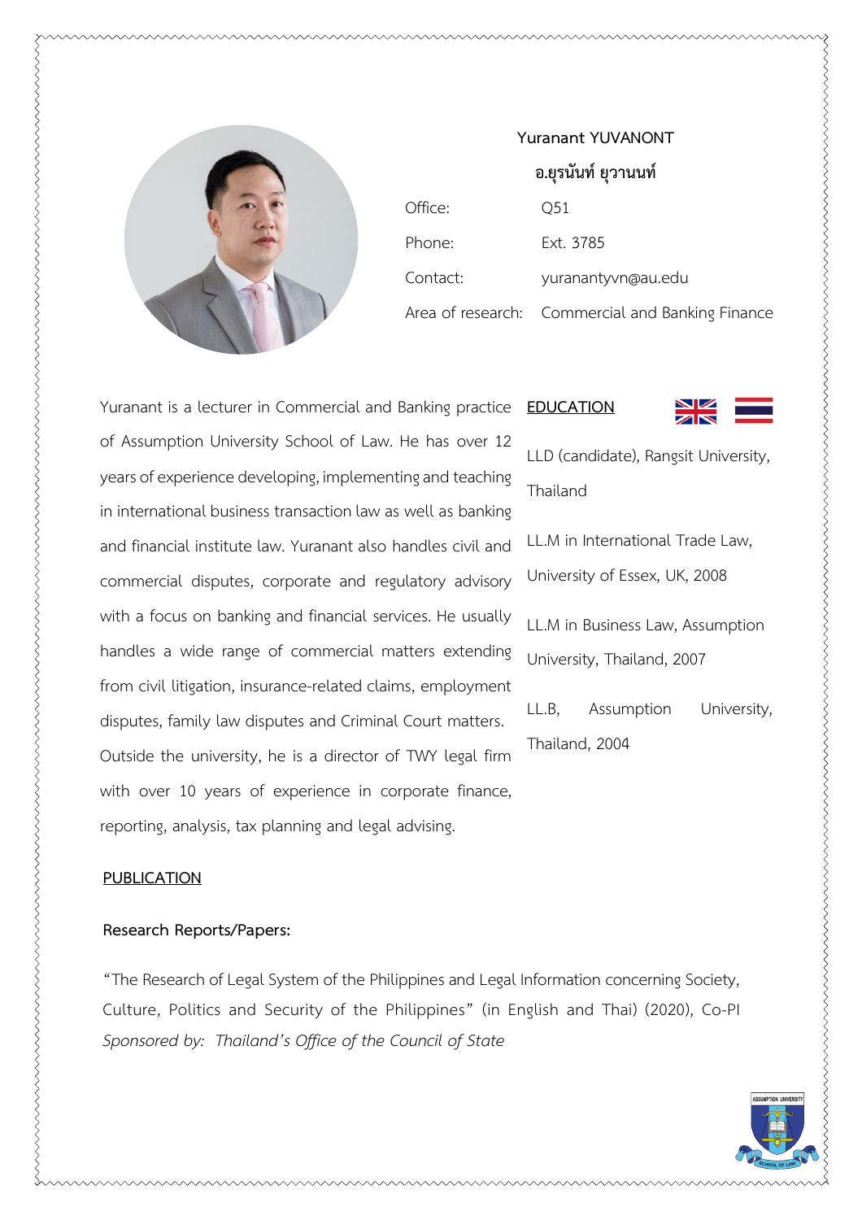**Yuranant YUVANONT**

**อ.ยุรนันท์ ยุวานนท์**

Office: Q51

Phone: Ext. 3785

Contact: yuranantyvn@au.edu

Area of research: Commercial and Banking Finance

Yuranant is a lecturer in Commercial and Banking practice of Assumption University School of Law. He has over 12 years of experience developing, implementing and teaching in international business transaction law as well as banking and financial institute law. Yuranant also handles civil and commercial disputes, corporate and regulatory advisory with a focus on banking and financial services. He usually handles a wide range of commercial matters extending from civil litigation, insurance-related claims, employment disputes, family law disputes and Criminal Court matters. Outside the university, he is a director of TWY legal firm with over 10 years of experience in corporate finance, reporting, analysis, tax planning and legal advising.

## EDUCATION

LLD (candidate), Rangsit University, Thailand

LL.M in International Trade Law, University of Essex, UK, 2008

LL.M in Business Law, Assumption University, Thailand, 2007

LL.B, Assumption University, Thailand, 2004

## PUBLICATION

**Research Reports/Papers:**

"The Research of Legal System of the Philippines and Legal Information concerning Society, Culture, Politics and Security of the Philippines" (in English and Thai) (2020), Co-PI
*Sponsored by: Thailand's Office of the Council of State*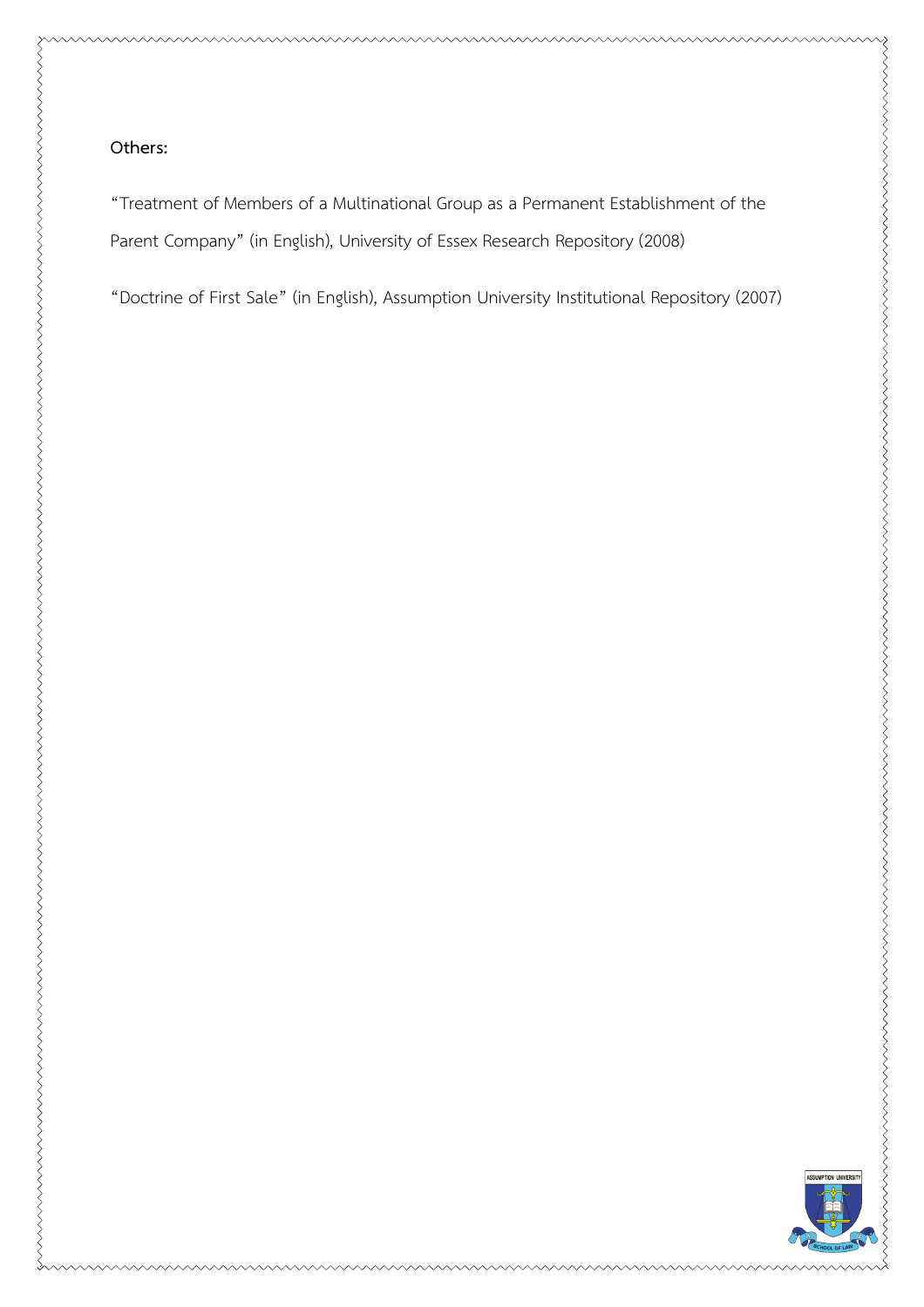**Others:**

"Treatment of Members of a Multinational Group as a Permanent Establishment of the Parent Company" (in English), University of Essex Research Repository (2008)

"Doctrine of First Sale" (in English), Assumption University Institutional Repository (2007)